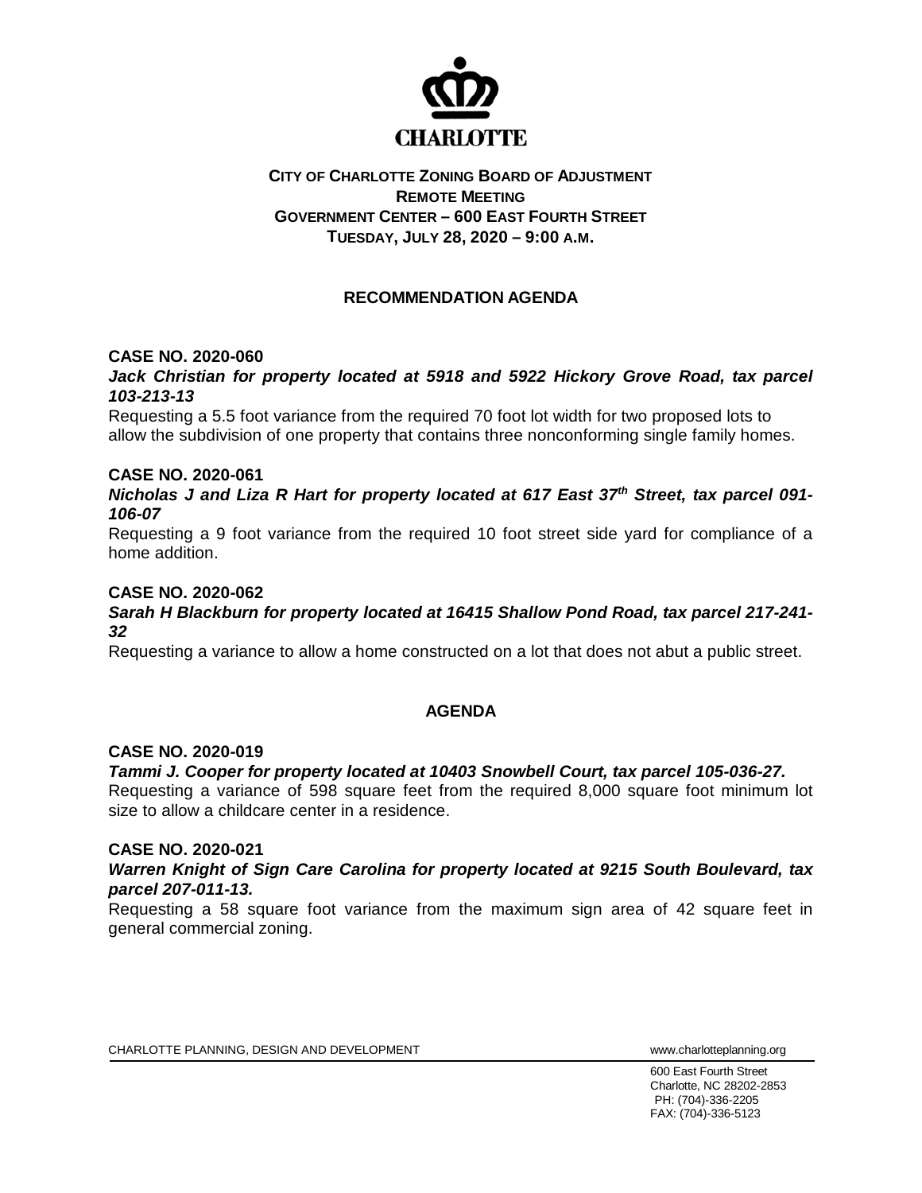CHARLOTTE

# CITY OF CHARLOTTE ZONING BOARD OF ADJUSTMENT
## REMOTE MEETING
## GOVERNMENT CENTER – 600 EAST FOURTH STREET
## TUESDAY, JULY 28, 2020 – 9:00 A.M.

## RECOMMENDATION AGENDA

**CASE NO. 2020-060**

***Jack Christian for property located at 5918 and 5922 Hickory Grove Road, tax parcel 103-213-13***

Requesting a 5.5 foot variance from the required 70 foot lot width for two proposed lots to allow the subdivision of one property that contains three nonconforming single family homes.

**CASE NO. 2020-061**

***Nicholas J and Liza R Hart for property located at 617 East 37th Street, tax parcel 091-106-07***

Requesting a 9 foot variance from the required 10 foot street side yard for compliance of a home addition.

**CASE NO. 2020-062**

***Sarah H Blackburn for property located at 16415 Shallow Pond Road, tax parcel 217-241-32***

Requesting a variance to allow a home constructed on a lot that does not abut a public street.

## AGENDA

**CASE NO. 2020-019**

***Tammi J. Cooper for property located at 10403 Snowbell Court, tax parcel 105-036-27.***

Requesting a variance of 598 square feet from the required 8,000 square foot minimum lot size to allow a childcare center in a residence.

**CASE NO. 2020-021**

***Warren Knight of Sign Care Carolina for property located at 9215 South Boulevard, tax parcel 207-011-13.***

Requesting a 58 square foot variance from the maximum sign area of 42 square feet in general commercial zoning.

CHARLOTTE PLANNING, DESIGN AND DEVELOPMENT www.charlotteplanning.org

600 East Fourth Street
Charlotte, NC 28202-2853
PH: (704)-336-2205
FAX: (704)-336-5123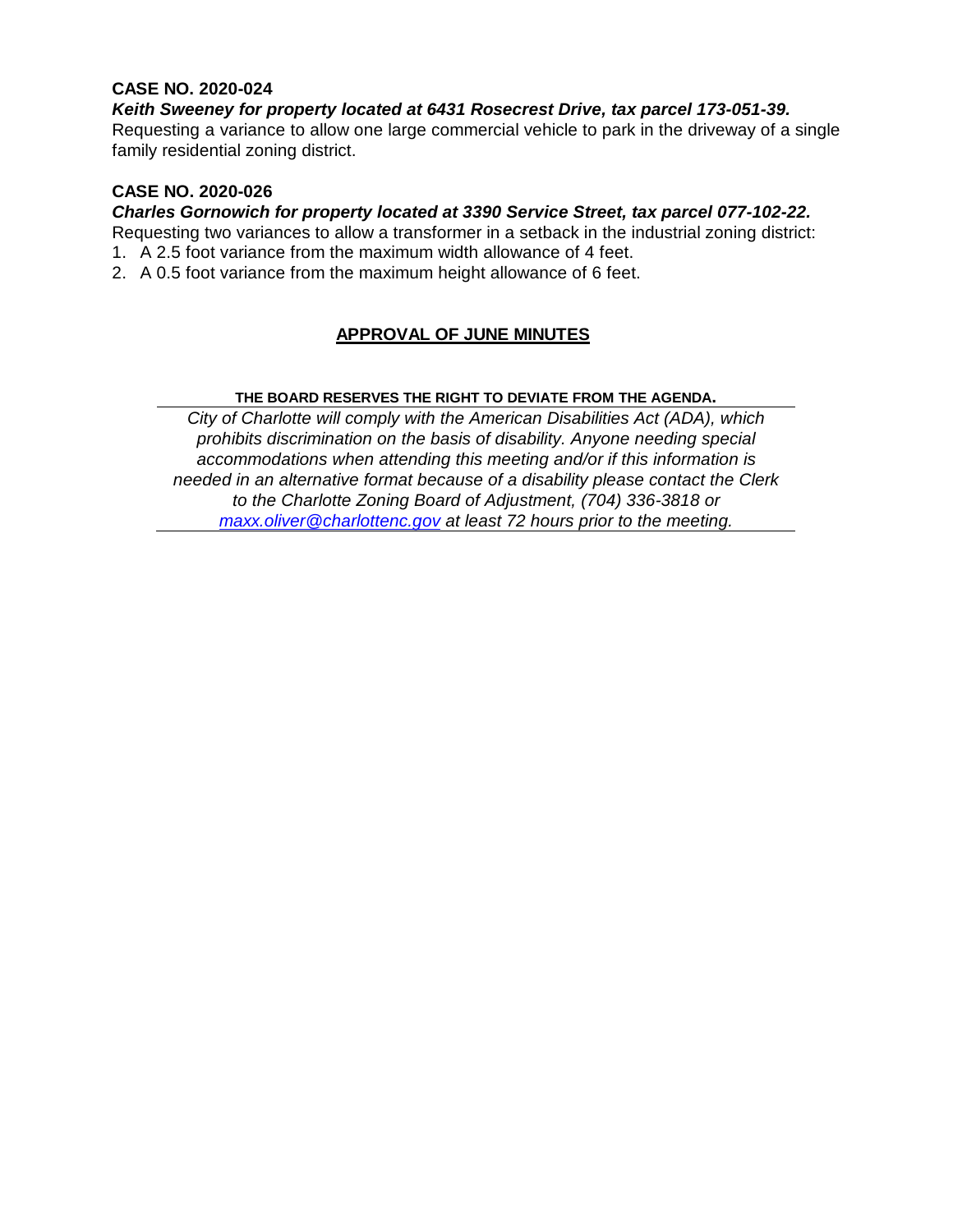**CASE NO. 2020-024**

***Keith Sweeney for property located at 6431 Rosecrest Drive, tax parcel 173-051-39.***

Requesting a variance to allow one large commercial vehicle to park in the driveway of a single family residential zoning district.

**CASE NO. 2020-026**

***Charles Gornowich for property located at 3390 Service Street, tax parcel 077-102-22.***

Requesting two variances to allow a transformer in a setback in the industrial zoning district:

1. A 2.5 foot variance from the maximum width allowance of 4 feet.
2. A 0.5 foot variance from the maximum height allowance of 6 feet.

## APPROVAL OF JUNE MINUTES

**THE BOARD RESERVES THE RIGHT TO DEVIATE FROM THE AGENDA.**

*City of Charlotte will comply with the American Disabilities Act (ADA), which prohibits discrimination on the basis of disability. Anyone needing special accommodations when attending this meeting and/or if this information is needed in an alternative format because of a disability please contact the Clerk to the Charlotte Zoning Board of Adjustment, (704) 336-3818 or maxx.oliver@charlottenc.gov at least 72 hours prior to the meeting.*